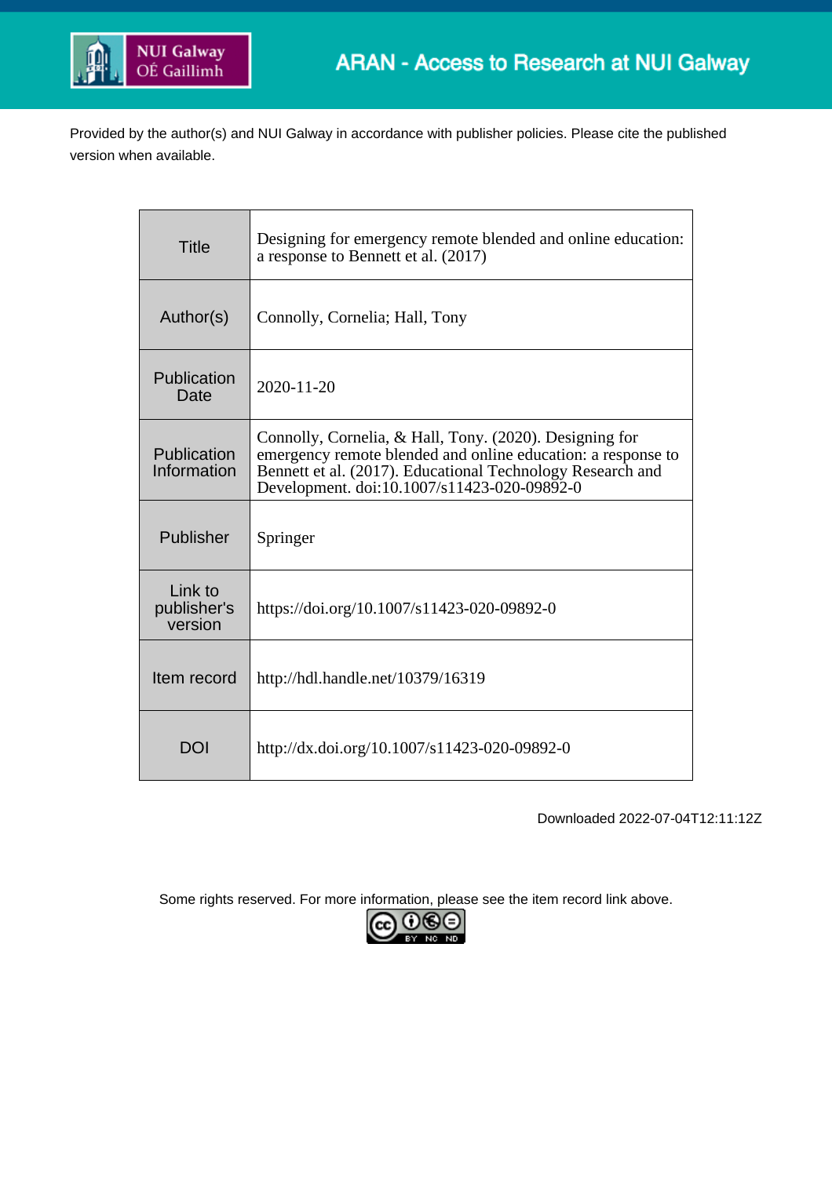ARAN - Access to Research at NUI Galway

Provided by the author(s) and NUI Galway in accordance with publisher policies. Please cite the published version when available.

| | |
|---|---|
| Title | Designing for emergency remote blended and online education: a response to Bennett et al. (2017) |
| Author(s) | Connolly, Cornelia; Hall, Tony |
| Publication Date | 2020-11-20 |
| Publication Information | Connolly, Cornelia, & Hall, Tony. (2020). Designing for emergency remote blended and online education: a response to Bennett et al. (2017). Educational Technology Research and Development. doi:10.1007/s11423-020-09892-0 |
| Publisher | Springer |
| Link to publisher's version | https://doi.org/10.1007/s11423-020-09892-0 |
| Item record | http://hdl.handle.net/10379/16319 |
| DOI | http://dx.doi.org/10.1007/s11423-020-09892-0 |

Downloaded 2022-07-04T12:11:12Z

Some rights reserved. For more information, please see the item record link above.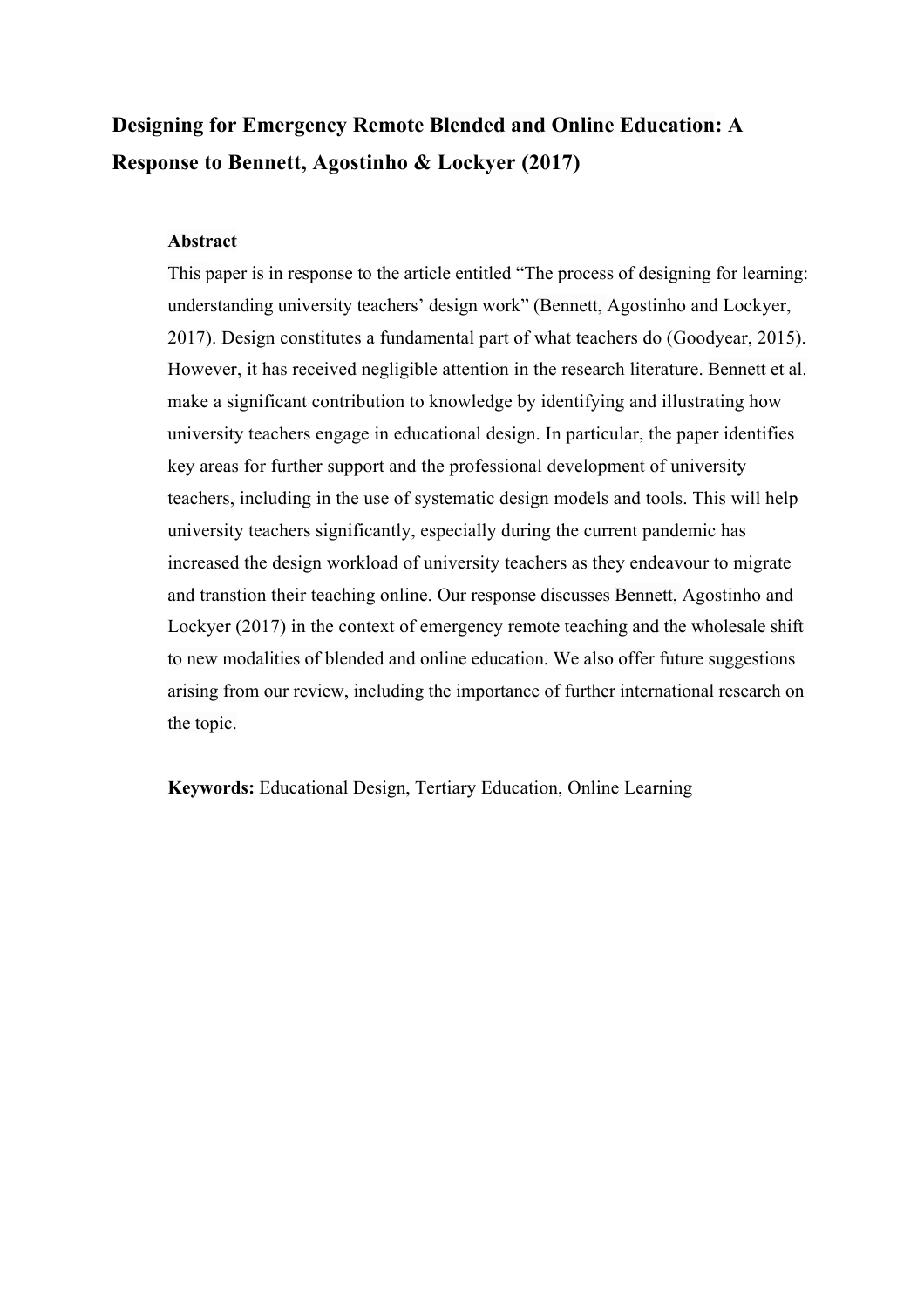# Designing for Emergency Remote Blended and Online Education: A Response to Bennett, Agostinho & Lockyer (2017)

## Abstract

This paper is in response to the article entitled "The process of designing for learning: understanding university teachers' design work" (Bennett, Agostinho and Lockyer, 2017). Design constitutes a fundamental part of what teachers do (Goodyear, 2015). However, it has received negligible attention in the research literature. Bennett et al. make a significant contribution to knowledge by identifying and illustrating how university teachers engage in educational design. In particular, the paper identifies key areas for further support and the professional development of university teachers, including in the use of systematic design models and tools. This will help university teachers significantly, especially during the current pandemic has increased the design workload of university teachers as they endeavour to migrate and transtion their teaching online. Our response discusses Bennett, Agostinho and Lockyer (2017) in the context of emergency remote teaching and the wholesale shift to new modalities of blended and online education. We also offer future suggestions arising from our review, including the importance of further international research on the topic.

**Keywords:** Educational Design, Tertiary Education, Online Learning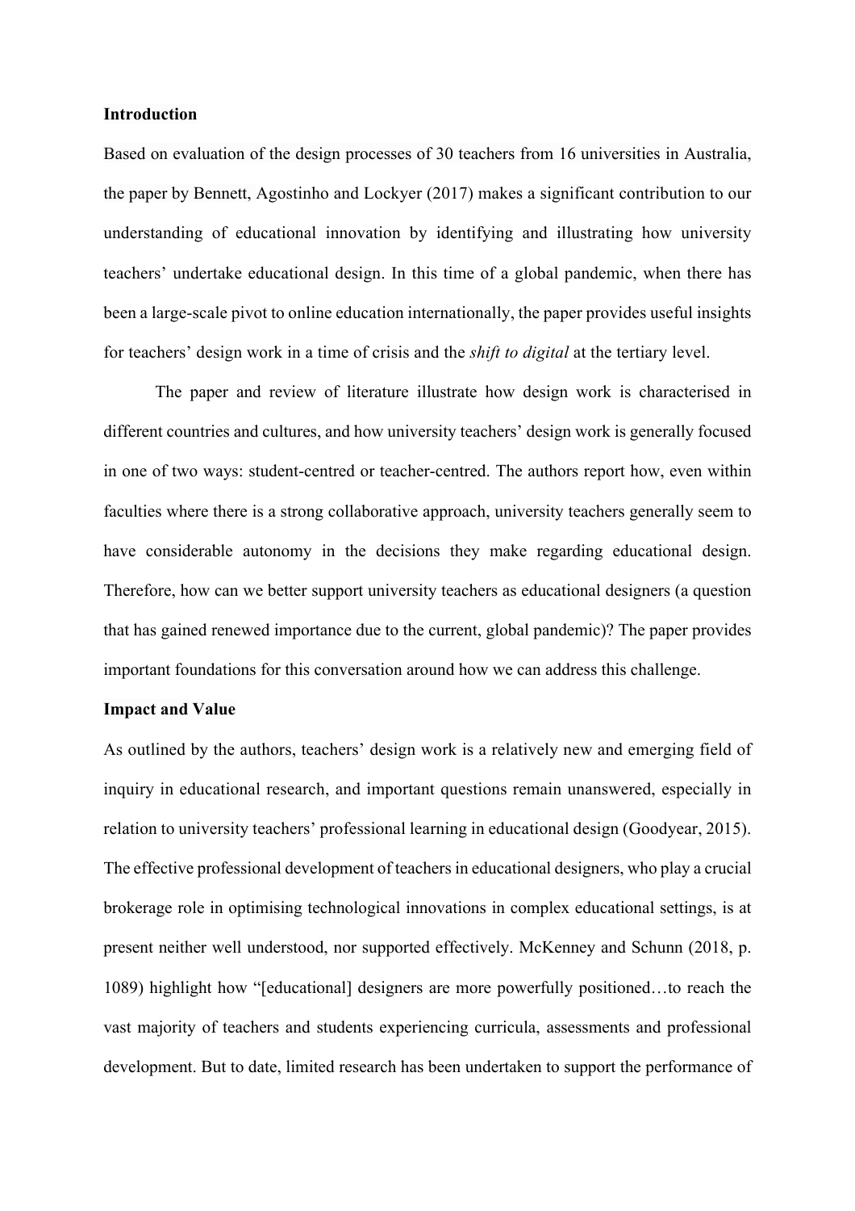**Introduction**

Based on evaluation of the design processes of 30 teachers from 16 universities in Australia, the paper by Bennett, Agostinho and Lockyer (2017) makes a significant contribution to our understanding of educational innovation by identifying and illustrating how university teachers' undertake educational design. In this time of a global pandemic, when there has been a large-scale pivot to online education internationally, the paper provides useful insights for teachers' design work in a time of crisis and the *shift to digital* at the tertiary level.

The paper and review of literature illustrate how design work is characterised in different countries and cultures, and how university teachers' design work is generally focused in one of two ways: student-centred or teacher-centred. The authors report how, even within faculties where there is a strong collaborative approach, university teachers generally seem to have considerable autonomy in the decisions they make regarding educational design. Therefore, how can we better support university teachers as educational designers (a question that has gained renewed importance due to the current, global pandemic)? The paper provides important foundations for this conversation around how we can address this challenge.

**Impact and Value**

As outlined by the authors, teachers' design work is a relatively new and emerging field of inquiry in educational research, and important questions remain unanswered, especially in relation to university teachers' professional learning in educational design (Goodyear, 2015). The effective professional development of teachers in educational designers, who play a crucial brokerage role in optimising technological innovations in complex educational settings, is at present neither well understood, nor supported effectively. McKenney and Schunn (2018, p. 1089) highlight how "[educational] designers are more powerfully positioned…to reach the vast majority of teachers and students experiencing curricula, assessments and professional development. But to date, limited research has been undertaken to support the performance of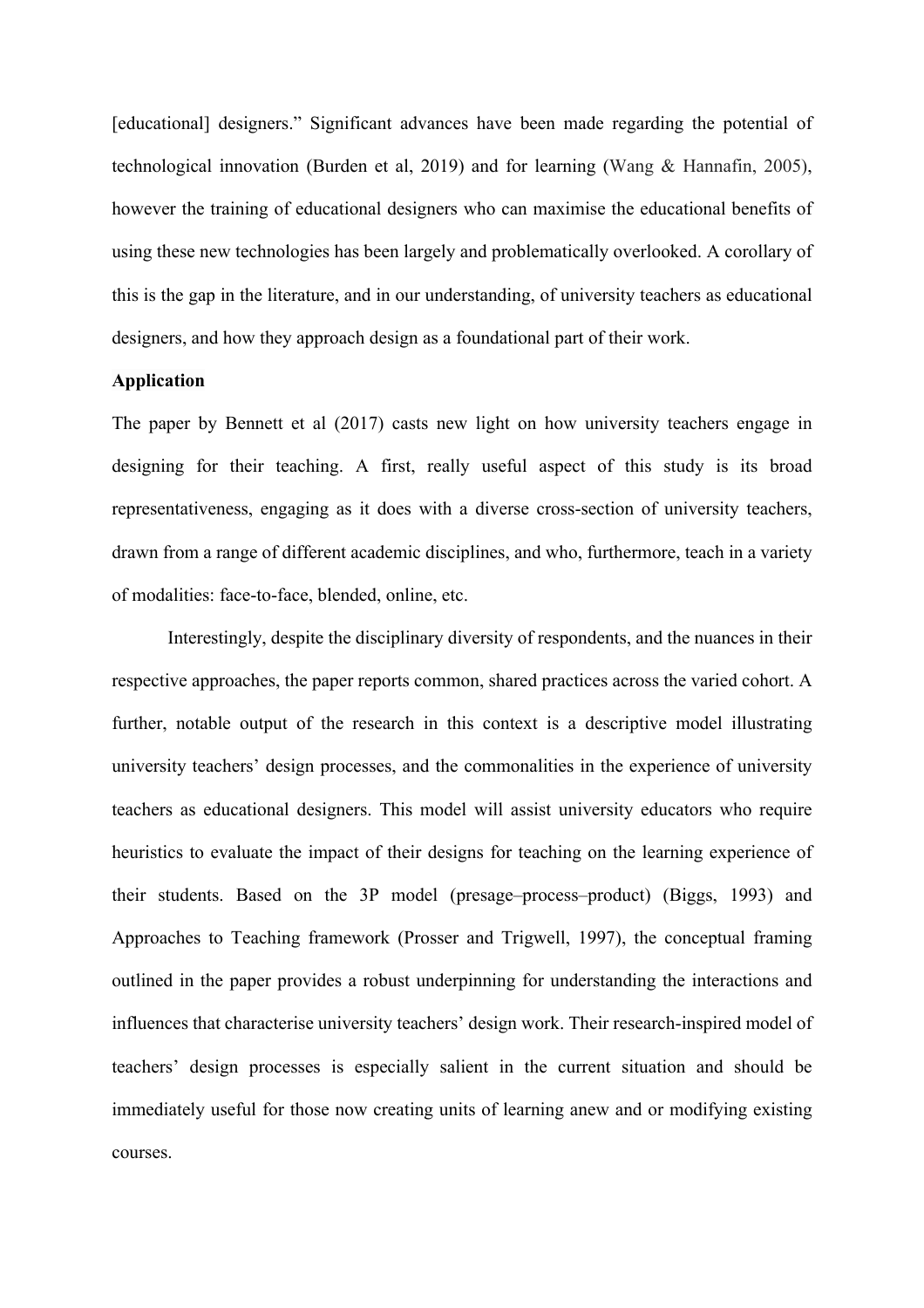[educational] designers." Significant advances have been made regarding the potential of technological innovation (Burden et al, 2019) and for learning (Wang & Hannafin, 2005), however the training of educational designers who can maximise the educational benefits of using these new technologies has been largely and problematically overlooked. A corollary of this is the gap in the literature, and in our understanding, of university teachers as educational designers, and how they approach design as a foundational part of their work.

**Application**

The paper by Bennett et al (2017) casts new light on how university teachers engage in designing for their teaching. A first, really useful aspect of this study is its broad representativeness, engaging as it does with a diverse cross-section of university teachers, drawn from a range of different academic disciplines, and who, furthermore, teach in a variety of modalities: face-to-face, blended, online, etc.

Interestingly, despite the disciplinary diversity of respondents, and the nuances in their respective approaches, the paper reports common, shared practices across the varied cohort. A further, notable output of the research in this context is a descriptive model illustrating university teachers' design processes, and the commonalities in the experience of university teachers as educational designers. This model will assist university educators who require heuristics to evaluate the impact of their designs for teaching on the learning experience of their students. Based on the 3P model (presage–process–product) (Biggs, 1993) and Approaches to Teaching framework (Prosser and Trigwell, 1997), the conceptual framing outlined in the paper provides a robust underpinning for understanding the interactions and influences that characterise university teachers' design work. Their research-inspired model of teachers' design processes is especially salient in the current situation and should be immediately useful for those now creating units of learning anew and or modifying existing courses.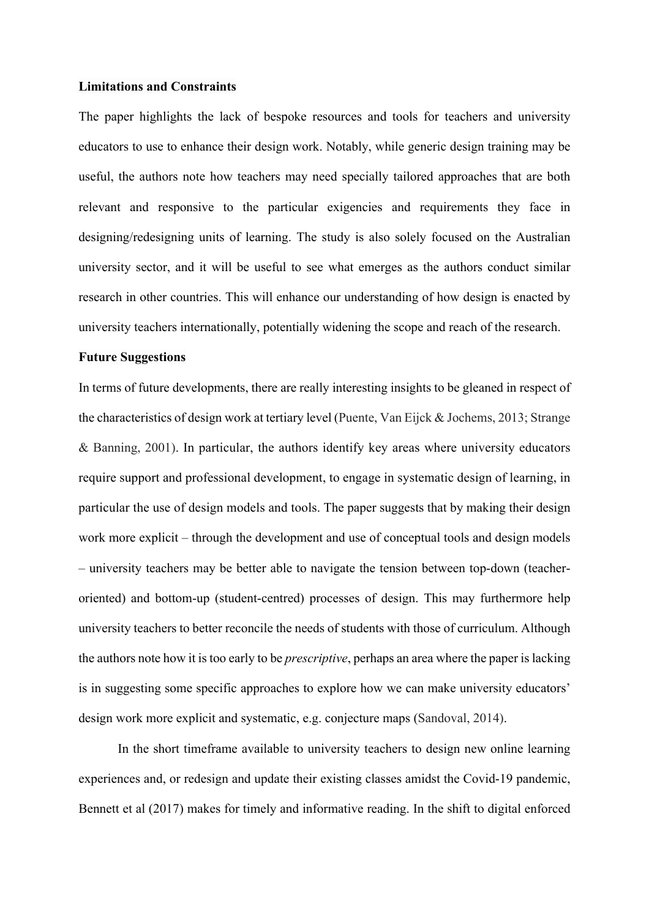**Limitations and Constraints**

The paper highlights the lack of bespoke resources and tools for teachers and university educators to use to enhance their design work. Notably, while generic design training may be useful, the authors note how teachers may need specially tailored approaches that are both relevant and responsive to the particular exigencies and requirements they face in designing/redesigning units of learning. The study is also solely focused on the Australian university sector, and it will be useful to see what emerges as the authors conduct similar research in other countries. This will enhance our understanding of how design is enacted by university teachers internationally, potentially widening the scope and reach of the research.

**Future Suggestions**

In terms of future developments, there are really interesting insights to be gleaned in respect of the characteristics of design work at tertiary level (Puente, Van Eijck & Jochems, 2013; Strange & Banning, 2001). In particular, the authors identify key areas where university educators require support and professional development, to engage in systematic design of learning, in particular the use of design models and tools. The paper suggests that by making their design work more explicit – through the development and use of conceptual tools and design models – university teachers may be better able to navigate the tension between top-down (teacher-oriented) and bottom-up (student-centred) processes of design. This may furthermore help university teachers to better reconcile the needs of students with those of curriculum. Although the authors note how it is too early to be *prescriptive*, perhaps an area where the paper is lacking is in suggesting some specific approaches to explore how we can make university educators' design work more explicit and systematic, e.g. conjecture maps (Sandoval, 2014).

In the short timeframe available to university teachers to design new online learning experiences and, or redesign and update their existing classes amidst the Covid-19 pandemic, Bennett et al (2017) makes for timely and informative reading. In the shift to digital enforced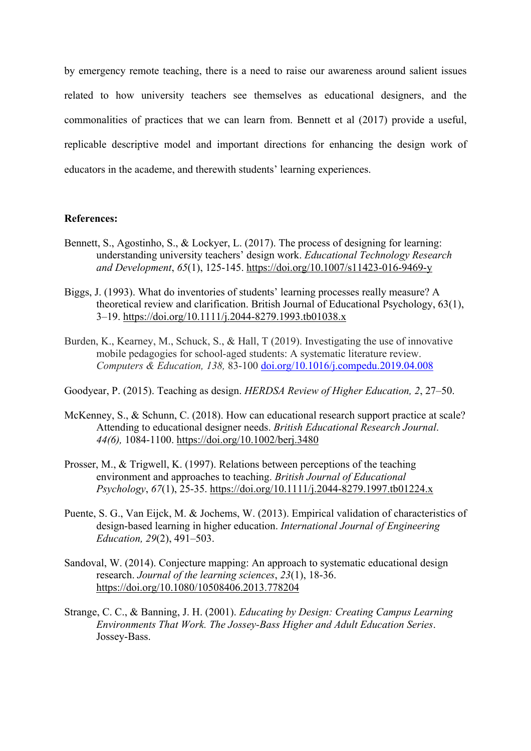by emergency remote teaching, there is a need to raise our awareness around salient issues related to how university teachers see themselves as educational designers, and the commonalities of practices that we can learn from. Bennett et al (2017) provide a useful, replicable descriptive model and important directions for enhancing the design work of educators in the academe, and therewith students' learning experiences.

**References:**

Bennett, S., Agostinho, S., & Lockyer, L. (2017). The process of designing for learning: understanding university teachers' design work. *Educational Technology Research and Development*, *65*(1), 125-145. https://doi.org/10.1007/s11423-016-9469-y

Biggs, J. (1993). What do inventories of students' learning processes really measure? A theoretical review and clarification. British Journal of Educational Psychology, 63(1), 3–19. https://doi.org/10.1111/j.2044-8279.1993.tb01038.x

Burden, K., Kearney, M., Schuck, S., & Hall, T (2019). Investigating the use of innovative mobile pedagogies for school-aged students: A systematic literature review. *Computers & Education, 138,* 83-100 doi.org/10.1016/j.compedu.2019.04.008

Goodyear, P. (2015). Teaching as design. *HERDSA Review of Higher Education, 2*, 27–50.

McKenney, S., & Schunn, C. (2018). How can educational research support practice at scale? Attending to educational designer needs. *British Educational Research Journal*. *44(6),* 1084-1100. https://doi.org/10.1002/berj.3480

Prosser, M., & Trigwell, K. (1997). Relations between perceptions of the teaching environment and approaches to teaching. *British Journal of Educational Psychology*, *67*(1), 25-35. https://doi.org/10.1111/j.2044-8279.1997.tb01224.x

Puente, S. G., Van Eijck, M. & Jochems, W. (2013). Empirical validation of characteristics of design-based learning in higher education. *International Journal of Engineering Education, 29*(2), 491–503.

Sandoval, W. (2014). Conjecture mapping: An approach to systematic educational design research. *Journal of the learning sciences*, *23*(1), 18-36. https://doi.org/10.1080/10508406.2013.778204

Strange, C. C., & Banning, J. H. (2001). *Educating by Design: Creating Campus Learning Environments That Work. The Jossey-Bass Higher and Adult Education Series*. Jossey-Bass.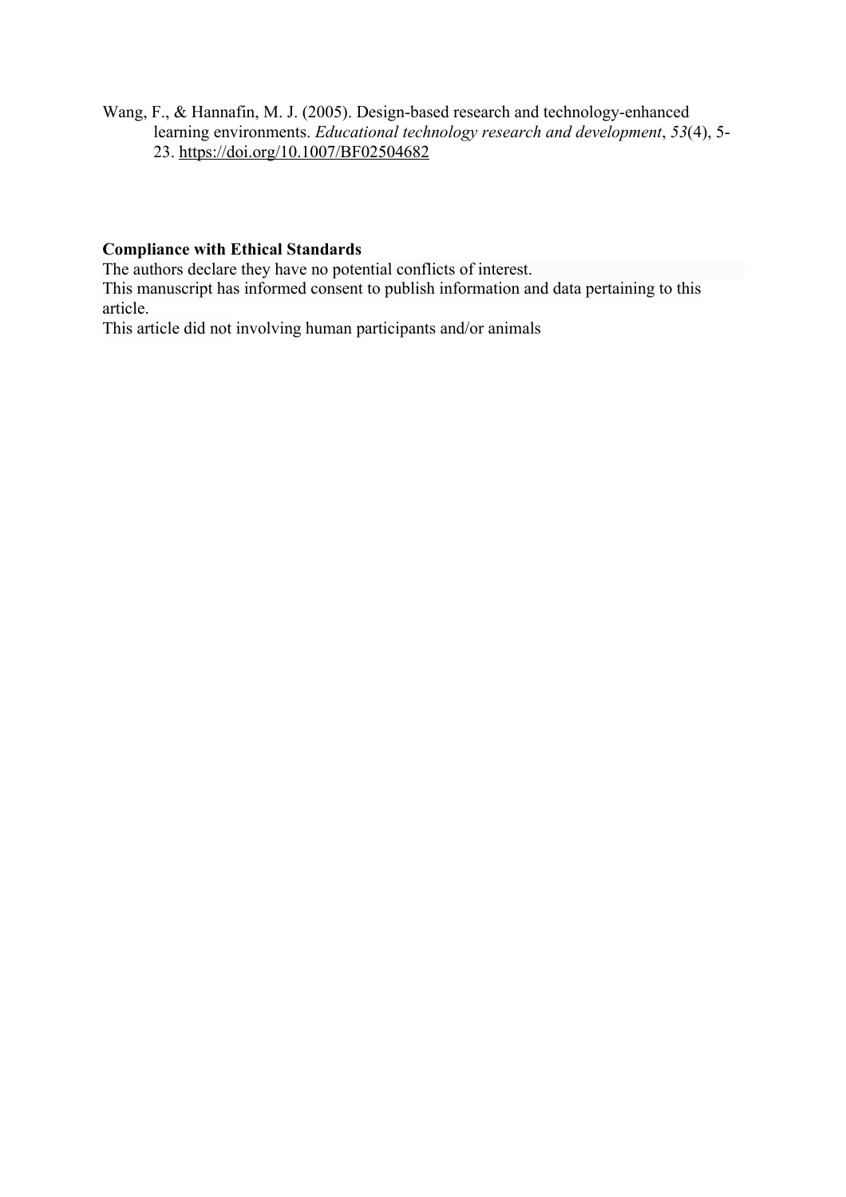Wang, F., & Hannafin, M. J. (2005). Design-based research and technology-enhanced learning environments. *Educational technology research and development*, *53*(4), 5-23. https://doi.org/10.1007/BF02504682

**Compliance with Ethical Standards**

The authors declare they have no potential conflicts of interest.

This manuscript has informed consent to publish information and data pertaining to this article.

This article did not involving human participants and/or animals